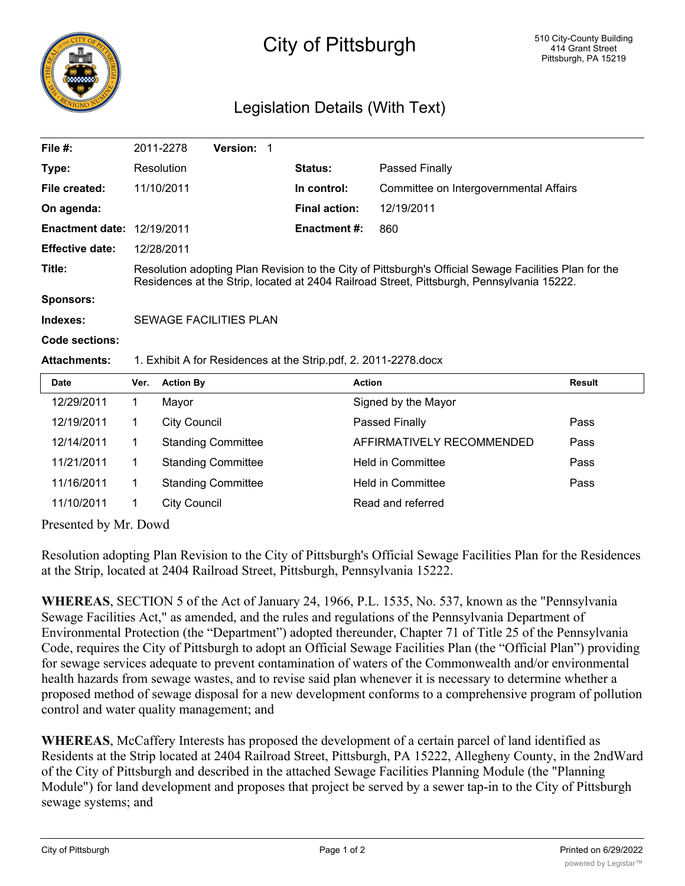# City of Pittsburgh

510 City-County Building
414 Grant Street
Pittsburgh, PA 15219

## Legislation Details (With Text)

| | | | |
|---|---|---|---|
| **File #:** | 2011-2278 **Version:** 1 | | |
| **Type:** | Resolution | **Status:** | Passed Finally |
| **File created:** | 11/10/2011 | **In control:** | Committee on Intergovernmental Affairs |
| **On agenda:** | | **Final action:** | 12/19/2011 |
| **Enactment date:** | 12/19/2011 | **Enactment #:** | 860 |
| **Effective date:** | 12/28/2011 | | |

**Title:** Resolution adopting Plan Revision to the City of Pittsburgh's Official Sewage Facilities Plan for the Residences at the Strip, located at 2404 Railroad Street, Pittsburgh, Pennsylvania 15222.

**Sponsors:**

**Indexes:** SEWAGE FACILITIES PLAN

**Code sections:**

**Attachments:** 1. Exhibit A for Residences at the Strip.pdf, 2. 2011-2278.docx

| Date | Ver. | Action By | Action | Result |
|---|---|---|---|---|
| 12/29/2011 | 1 | Mayor | Signed by the Mayor | |
| 12/19/2011 | 1 | City Council | Passed Finally | Pass |
| 12/14/2011 | 1 | Standing Committee | AFFIRMATIVELY RECOMMENDED | Pass |
| 11/21/2011 | 1 | Standing Committee | Held in Committee | Pass |
| 11/16/2011 | 1 | Standing Committee | Held in Committee | Pass |
| 11/10/2011 | 1 | City Council | Read and referred | |

Presented by Mr. Dowd

Resolution adopting Plan Revision to the City of Pittsburgh's Official Sewage Facilities Plan for the Residences at the Strip, located at 2404 Railroad Street, Pittsburgh, Pennsylvania 15222.

**WHEREAS**, SECTION 5 of the Act of January 24, 1966, P.L. 1535, No. 537, known as the "Pennsylvania Sewage Facilities Act," as amended, and the rules and regulations of the Pennsylvania Department of Environmental Protection (the "Department") adopted thereunder, Chapter 71 of Title 25 of the Pennsylvania Code, requires the City of Pittsburgh to adopt an Official Sewage Facilities Plan (the "Official Plan") providing for sewage services adequate to prevent contamination of waters of the Commonwealth and/or environmental health hazards from sewage wastes, and to revise said plan whenever it is necessary to determine whether a proposed method of sewage disposal for a new development conforms to a comprehensive program of pollution control and water quality management; and

**WHEREAS**, McCaffery Interests has proposed the development of a certain parcel of land identified as Residents at the Strip located at 2404 Railroad Street, Pittsburgh, PA 15222, Allegheny County, in the 2ndWard of the City of Pittsburgh and described in the attached Sewage Facilities Planning Module (the "Planning Module") for land development and proposes that project be served by a sewer tap-in to the City of Pittsburgh sewage systems; and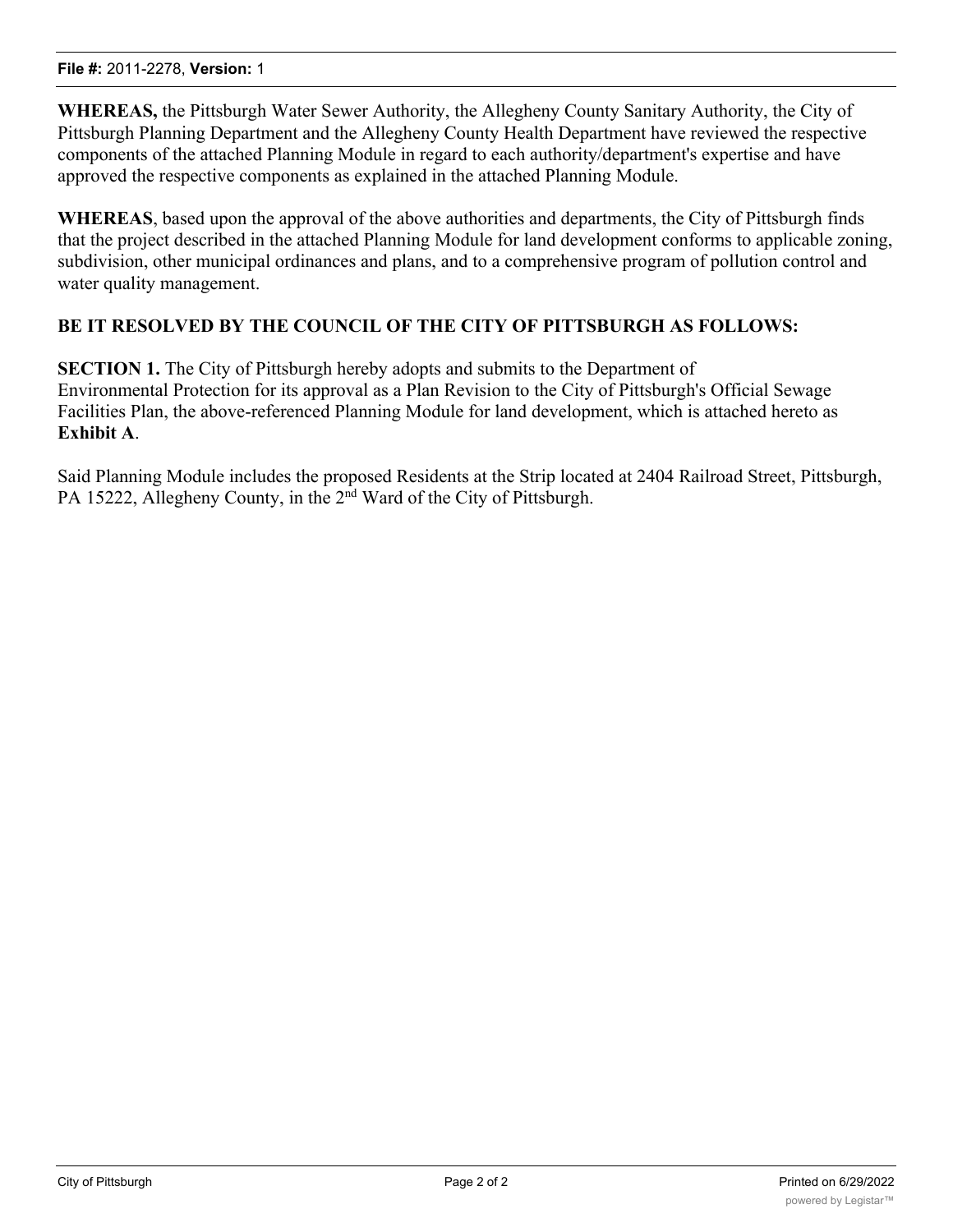**WHEREAS,** the Pittsburgh Water Sewer Authority, the Allegheny County Sanitary Authority, the City of Pittsburgh Planning Department and the Allegheny County Health Department have reviewed the respective components of the attached Planning Module in regard to each authority/department's expertise and have approved the respective components as explained in the attached Planning Module.

**WHEREAS**, based upon the approval of the above authorities and departments, the City of Pittsburgh finds that the project described in the attached Planning Module for land development conforms to applicable zoning, subdivision, other municipal ordinances and plans, and to a comprehensive program of pollution control and water quality management.

**BE IT RESOLVED BY THE COUNCIL OF THE CITY OF PITTSBURGH AS FOLLOWS:**

**SECTION 1.** The City of Pittsburgh hereby adopts and submits to the Department of Environmental Protection for its approval as a Plan Revision to the City of Pittsburgh's Official Sewage Facilities Plan, the above-referenced Planning Module for land development, which is attached hereto as **Exhibit A**.

Said Planning Module includes the proposed Residents at the Strip located at 2404 Railroad Street, Pittsburgh, PA 15222, Allegheny County, in the 2nd Ward of the City of Pittsburgh.